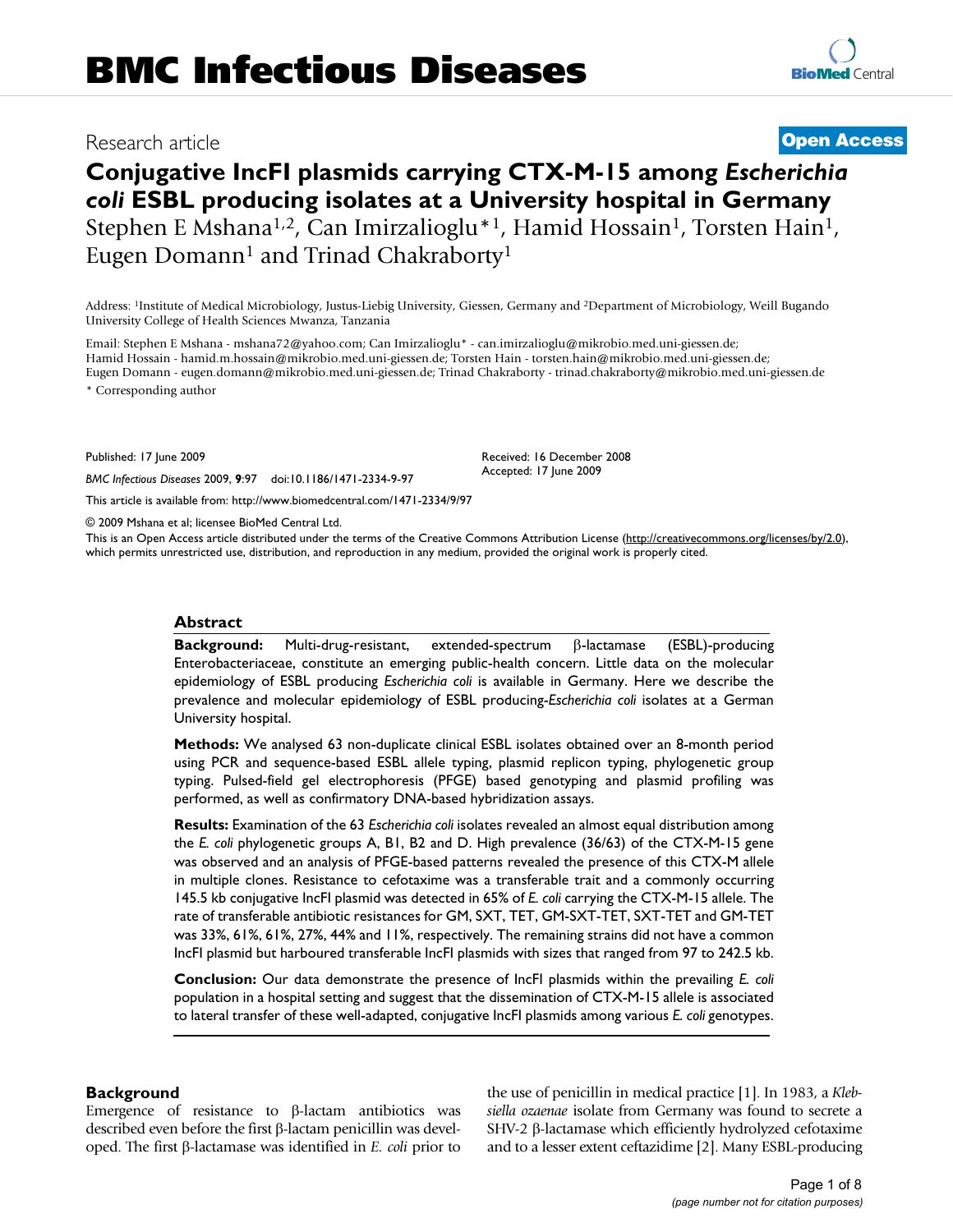BMC Infectious Diseases

Research article

**Open Access**

# Conjugative IncFI plasmids carrying CTX-M-15 among *Escherichia coli* ESBL producing isolates at a University hospital in Germany

Stephen E Mshana[1,2], Can Imirzalioglu*[1], Hamid Hossain[1], Torsten Hain[1], Eugen Domann[1] and Trinad Chakraborty[1]

Address: [1]Institute of Medical Microbiology, Justus-Liebig University, Giessen, Germany and [2]Department of Microbiology, Weill Bugando University College of Health Sciences Mwanza, Tanzania

Email: Stephen E Mshana - mshana72@yahoo.com; Can Imirzalioglu* - can.imirzalioglu@mikrobio.med.uni-giessen.de; Hamid Hossain - hamid.m.hossain@mikrobio.med.uni-giessen.de; Torsten Hain - torsten.hain@mikrobio.med.uni-giessen.de; Eugen Domann - eugen.domann@mikrobio.med.uni-giessen.de; Trinad Chakraborty - trinad.chakraborty@mikrobio.med.uni-giessen.de

\* Corresponding author

Published: 17 June 2009

*BMC Infectious Diseases* 2009, **9**:97 doi:10.1186/1471-2334-9-97

Received: 16 December 2008
Accepted: 17 June 2009

This article is available from: http://www.biomedcentral.com/1471-2334/9/97

© 2009 Mshana et al; licensee BioMed Central Ltd.

This is an Open Access article distributed under the terms of the Creative Commons Attribution License (http://creativecommons.org/licenses/by/2.0), which permits unrestricted use, distribution, and reproduction in any medium, provided the original work is properly cited.

## Abstract

**Background:** Multi-drug-resistant, extended-spectrum β-lactamase (ESBL)-producing Enterobacteriaceae, constitute an emerging public-health concern. Little data on the molecular epidemiology of ESBL producing *Escherichia coli* is available in Germany. Here we describe the prevalence and molecular epidemiology of ESBL producing-*Escherichia coli* isolates at a German University hospital.

**Methods:** We analysed 63 non-duplicate clinical ESBL isolates obtained over an 8-month period using PCR and sequence-based ESBL allele typing, plasmid replicon typing, phylogenetic group typing. Pulsed-field gel electrophoresis (PFGE) based genotyping and plasmid profiling was performed, as well as confirmatory DNA-based hybridization assays.

**Results:** Examination of the 63 *Escherichia coli* isolates revealed an almost equal distribution among the *E. coli* phylogenetic groups A, B1, B2 and D. High prevalence (36/63) of the CTX-M-15 gene was observed and an analysis of PFGE-based patterns revealed the presence of this CTX-M allele in multiple clones. Resistance to cefotaxime was a transferable trait and a commonly occurring 145.5 kb conjugative IncFI plasmid was detected in 65% of *E. coli* carrying the CTX-M-15 allele. The rate of transferable antibiotic resistances for GM, SXT, TET, GM-SXT-TET, SXT-TET and GM-TET was 33%, 61%, 61%, 27%, 44% and 11%, respectively. The remaining strains did not have a common IncFI plasmid but harboured transferable IncFI plasmids with sizes that ranged from 97 to 242.5 kb.

**Conclusion:** Our data demonstrate the presence of IncFI plasmids within the prevailing *E. coli* population in a hospital setting and suggest that the dissemination of CTX-M-15 allele is associated to lateral transfer of these well-adapted, conjugative IncFI plasmids among various *E. coli* genotypes.

## Background

Emergence of resistance to β-lactam antibiotics was described even before the first β-lactam penicillin was developed. The first β-lactamase was identified in *E. coli* prior to the use of penicillin in medical practice [1]. In 1983, a *Klebsiella ozaenae* isolate from Germany was found to secrete a SHV-2 β-lactamase which efficiently hydrolyzed cefotaxime and to a lesser extent ceftazidime [2]. Many ESBL-producing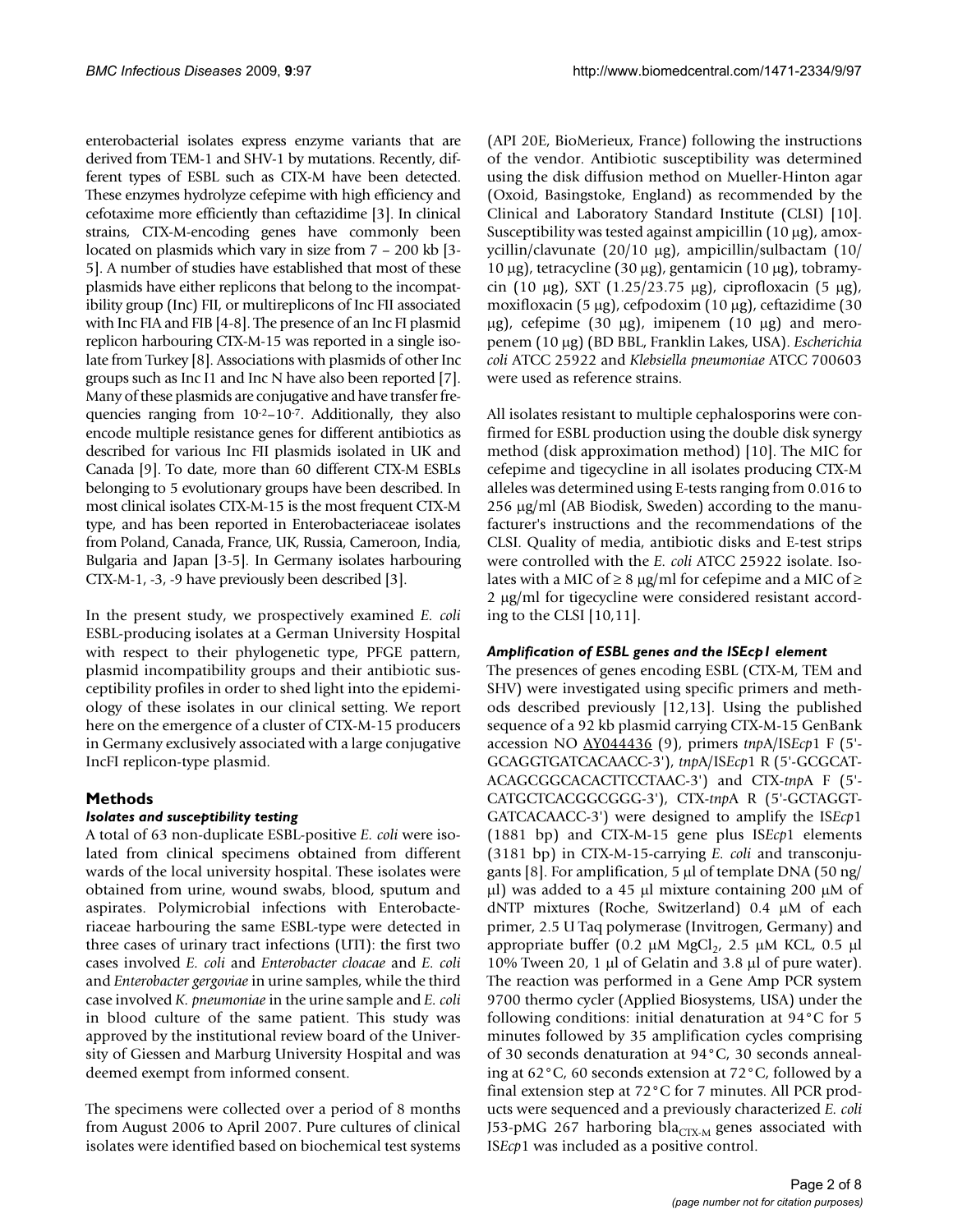enterobacterial isolates express enzyme variants that are derived from TEM-1 and SHV-1 by mutations. Recently, different types of ESBL such as CTX-M have been detected. These enzymes hydrolyze cefepime with high efficiency and cefotaxime more efficiently than ceftazidime [3]. In clinical strains, CTX-M-encoding genes have commonly been located on plasmids which vary in size from 7 – 200 kb [3-5]. A number of studies have established that most of these plasmids have either replicons that belong to the incompatibility group (Inc) FII, or multireplicons of Inc FII associated with Inc FIA and FIB [4-8]. The presence of an Inc FI plasmid replicon harbouring CTX-M-15 was reported in a single isolate from Turkey [8]. Associations with plasmids of other Inc groups such as Inc I1 and Inc N have also been reported [7]. Many of these plasmids are conjugative and have transfer frequencies ranging from $10^{-2}$–$10^{-7}$. Additionally, they also encode multiple resistance genes for different antibiotics as described for various Inc FII plasmids isolated in UK and Canada [9]. To date, more than 60 different CTX-M ESBLs belonging to 5 evolutionary groups have been described. In most clinical isolates CTX-M-15 is the most frequent CTX-M type, and has been reported in Enterobacteriaceae isolates from Poland, Canada, France, UK, Russia, Cameroon, India, Bulgaria and Japan [3-5]. In Germany isolates harbouring CTX-M-1, -3, -9 have previously been described [3].

In the present study, we prospectively examined *E. coli* ESBL-producing isolates at a German University Hospital with respect to their phylogenetic type, PFGE pattern, plasmid incompatibility groups and their antibiotic susceptibility profiles in order to shed light into the epidemiology of these isolates in our clinical setting. We report here on the emergence of a cluster of CTX-M-15 producers in Germany exclusively associated with a large conjugative IncFI replicon-type plasmid.

## Methods

### *Isolates and susceptibility testing*

A total of 63 non-duplicate ESBL-positive *E. coli* were isolated from clinical specimens obtained from different wards of the local university hospital. These isolates were obtained from urine, wound swabs, blood, sputum and aspirates. Polymicrobial infections with Enterobacteriaceae harbouring the same ESBL-type were detected in three cases of urinary tract infections (UTI): the first two cases involved *E. coli* and *Enterobacter cloacae* and *E. coli* and *Enterobacter gergoviae* in urine samples, while the third case involved *K. pneumoniae* in the urine sample and *E. coli* in blood culture of the same patient. This study was approved by the institutional review board of the University of Giessen and Marburg University Hospital and was deemed exempt from informed consent.

The specimens were collected over a period of 8 months from August 2006 to April 2007. Pure cultures of clinical isolates were identified based on biochemical test systems (API 20E, BioMerieux, France) following the instructions of the vendor. Antibiotic susceptibility was determined using the disk diffusion method on Mueller-Hinton agar (Oxoid, Basingstoke, England) as recommended by the Clinical and Laboratory Standard Institute (CLSI) [10]. Susceptibility was tested against ampicillin (10 μg), amoxycillin/clavunate (20/10 μg), ampicillin/sulbactam (10/10 μg), tetracycline (30 μg), gentamicin (10 μg), tobramycin (10 μg), SXT (1.25/23.75 μg), ciprofloxacin (5 μg), moxifloxacin (5 μg), cefpodoxim (10 μg), ceftazidime (30 μg), cefepime (30 μg), imipenem (10 μg) and meropenem (10 μg) (BD BBL, Franklin Lakes, USA). *Escherichia coli* ATCC 25922 and *Klebsiella pneumoniae* ATCC 700603 were used as reference strains.

All isolates resistant to multiple cephalosporins were confirmed for ESBL production using the double disk synergy method (disk approximation method) [10]. The MIC for cefepime and tigecycline in all isolates producing CTX-M alleles was determined using E-tests ranging from 0.016 to 256 μg/ml (AB Biodisk, Sweden) according to the manufacturer's instructions and the recommendations of the CLSI. Quality of media, antibiotic disks and E-test strips were controlled with the *E. coli* ATCC 25922 isolate. Isolates with a MIC of ≥ 8 μg/ml for cefepime and a MIC of ≥ 2 μg/ml for tigecycline were considered resistant according to the CLSI [10,11].

### *Amplification of ESBL genes and the ISEcp1 element*

The presences of genes encoding ESBL (CTX-M, TEM and SHV) were investigated using specific primers and methods described previously [12,13]. Using the published sequence of a 92 kb plasmid carrying CTX-M-15 GenBank accession NO AY044436 (9), primers *tnp*A/IS*Ecp*1 F (5'-GCAGGTGATCACAACC-3'), *tnp*A/IS*Ecp*1 R (5'-GCGCATACAGCGGCACACTTCCTAAC-3') and CTX-*tnp*A F (5'-CATGCTCACGGCGGG-3'), CTX-*tnp*A R (5'-GCTAGGTGATCACAACC-3') were designed to amplify the IS*Ecp*1 (1881 bp) and CTX-M-15 gene plus IS*Ecp*1 elements (3181 bp) in CTX-M-15-carrying *E. coli* and transconjugants [8]. For amplification, 5 μl of template DNA (50 ng/μl) was added to a 45 μl mixture containing 200 μM of dNTP mixtures (Roche, Switzerland) 0.4 μM of each primer, 2.5 U Taq polymerase (Invitrogen, Germany) and appropriate buffer (0.2 μM $MgCl_2$, 2.5 μM KCL, 0.5 μl 10% Tween 20, 1 μl of Gelatin and 3.8 μl of pure water). The reaction was performed in a Gene Amp PCR system 9700 thermo cycler (Applied Biosystems, USA) under the following conditions: initial denaturation at 94°C for 5 minutes followed by 35 amplification cycles comprising of 30 seconds denaturation at 94°C, 30 seconds annealing at 62°C, 60 seconds extension at 72°C, followed by a final extension step at 72°C for 7 minutes. All PCR products were sequenced and a previously characterized *E. coli* J53-pMG 267 harboring $bla_{CTX-M}$ genes associated with IS*Ecp*1 was included as a positive control.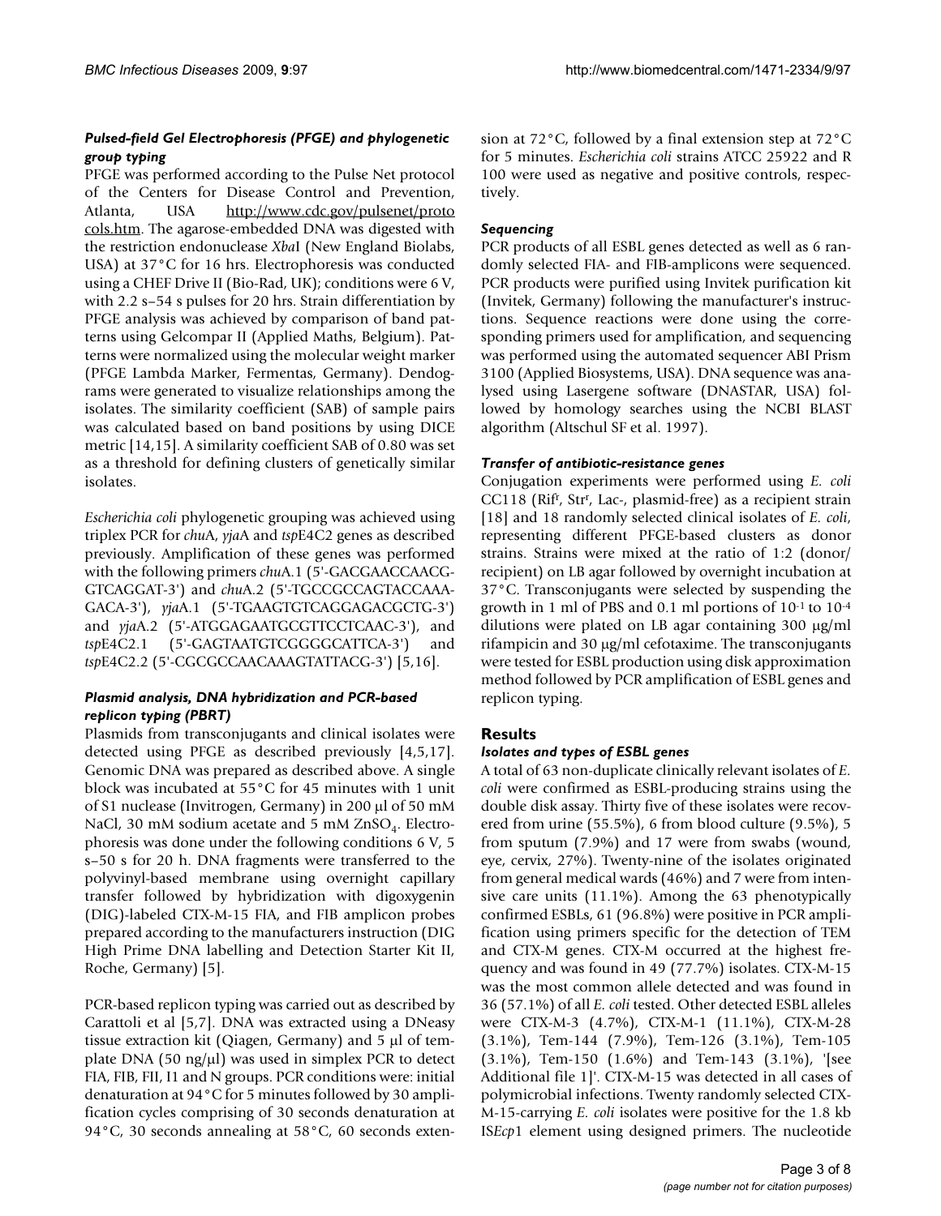### *Pulsed-field Gel Electrophoresis (PFGE) and phylogenetic group typing*

PFGE was performed according to the Pulse Net protocol of the Centers for Disease Control and Prevention, Atlanta, USA http://www.cdc.gov/pulsenet/protocols.htm. The agarose-embedded DNA was digested with the restriction endonuclease *Xba*I (New England Biolabs, USA) at 37°C for 16 hrs. Electrophoresis was conducted using a CHEF Drive II (Bio-Rad, UK); conditions were 6 V, with 2.2 s–54 s pulses for 20 hrs. Strain differentiation by PFGE analysis was achieved by comparison of band patterns using Gelcompar II (Applied Maths, Belgium). Patterns were normalized using the molecular weight marker (PFGE Lambda Marker, Fermentas, Germany). Dendograms were generated to visualize relationships among the isolates. The similarity coefficient (SAB) of sample pairs was calculated based on band positions by using DICE metric [14,15]. A similarity coefficient SAB of 0.80 was set as a threshold for defining clusters of genetically similar isolates.

*Escherichia coli* phylogenetic grouping was achieved using triplex PCR for *chu*A, *yja*A and *tsp*E4C2 genes as described previously. Amplification of these genes was performed with the following primers *chu*A.1 (5'-GACGAACCAACG-GTCAGGAT-3') and *chu*A.2 (5'-TGCCGCCAGTACCAAA-GACA-3'), *yja*A.1 (5'-TGAAGTGTCAGGAGACGCTG-3') and *yja*A.2 (5'-ATGGAGAATGCGTTCCTCAAC-3'), and *tsp*E4C2.1 (5'-GAGTAATGTCGGGGCATTCA-3') and *tsp*E4C2.2 (5'-CGCGCCAACAAAGTATTACG-3') [5,16].

### *Plasmid analysis, DNA hybridization and PCR-based replicon typing (PBRT)*

Plasmids from transconjugants and clinical isolates were detected using PFGE as described previously [4,5,17]. Genomic DNA was prepared as described above. A single block was incubated at 55°C for 45 minutes with 1 unit of S1 nuclease (Invitrogen, Germany) in 200 μl of 50 mM NaCl, 30 mM sodium acetate and 5 mM $ZnSO_4$. Electrophoresis was done under the following conditions 6 V, 5 s–50 s for 20 h. DNA fragments were transferred to the polyvinyl-based membrane using overnight capillary transfer followed by hybridization with digoxygenin (DIG)-labeled CTX-M-15 FIA, and FIB amplicon probes prepared according to the manufacturers instruction (DIG High Prime DNA labelling and Detection Starter Kit II, Roche, Germany) [5].

PCR-based replicon typing was carried out as described by Carattoli et al [5,7]. DNA was extracted using a DNeasy tissue extraction kit (Qiagen, Germany) and 5 μl of template DNA (50 ng/μl) was used in simplex PCR to detect FIA, FIB, FII, I1 and N groups. PCR conditions were: initial denaturation at 94°C for 5 minutes followed by 30 amplification cycles comprising of 30 seconds denaturation at 94°C, 30 seconds annealing at 58°C, 60 seconds extension at 72°C, followed by a final extension step at 72°C for 5 minutes. *Escherichia coli* strains ATCC 25922 and R 100 were used as negative and positive controls, respectively.

### *Sequencing*

PCR products of all ESBL genes detected as well as 6 randomly selected FIA- and FIB-amplicons were sequenced. PCR products were purified using Invitek purification kit (Invitek, Germany) following the manufacturer's instructions. Sequence reactions were done using the corresponding primers used for amplification, and sequencing was performed using the automated sequencer ABI Prism 3100 (Applied Biosystems, USA). DNA sequence was analysed using Lasergene software (DNASTAR, USA) followed by homology searches using the NCBI BLAST algorithm (Altschul SF et al. 1997).

### *Transfer of antibiotic-resistance genes*

Conjugation experiments were performed using *E. coli* CC118 ($Rif^r$, $Str^r$, Lac-, plasmid-free) as a recipient strain [18] and 18 randomly selected clinical isolates of *E. coli*, representing different PFGE-based clusters as donor strains. Strains were mixed at the ratio of 1:2 (donor/recipient) on LB agar followed by overnight incubation at 37°C. Transconjugants were selected by suspending the growth in 1 ml of PBS and 0.1 ml portions of $10^{-1}$ to $10^{-4}$ dilutions were plated on LB agar containing 300 μg/ml rifampicin and 30 μg/ml cefotaxime. The transconjugants were tested for ESBL production using disk approximation method followed by PCR amplification of ESBL genes and replicon typing.

## Results

### *Isolates and types of ESBL genes*

A total of 63 non-duplicate clinically relevant isolates of *E. coli* were confirmed as ESBL-producing strains using the double disk assay. Thirty five of these isolates were recovered from urine (55.5%), 6 from blood culture (9.5%), 5 from sputum (7.9%) and 17 were from swabs (wound, eye, cervix, 27%). Twenty-nine of the isolates originated from general medical wards (46%) and 7 were from intensive care units (11.1%). Among the 63 phenotypically confirmed ESBLs, 61 (96.8%) were positive in PCR amplification using primers specific for the detection of TEM and CTX-M genes. CTX-M occurred at the highest frequency and was found in 49 (77.7%) isolates. CTX-M-15 was the most common allele detected and was found in 36 (57.1%) of all *E. coli* tested. Other detected ESBL alleles were CTX-M-3 (4.7%), CTX-M-1 (11.1%), CTX-M-28 (3.1%), Tem-144 (7.9%), Tem-126 (3.1%), Tem-105 (3.1%), Tem-150 (1.6%) and Tem-143 (3.1%), '[see Additional file 1]'. CTX-M-15 was detected in all cases of polymicrobial infections. Twenty randomly selected CTX-M-15-carrying *E. coli* isolates were positive for the 1.8 kb IS*Ecp*1 element using designed primers. The nucleotide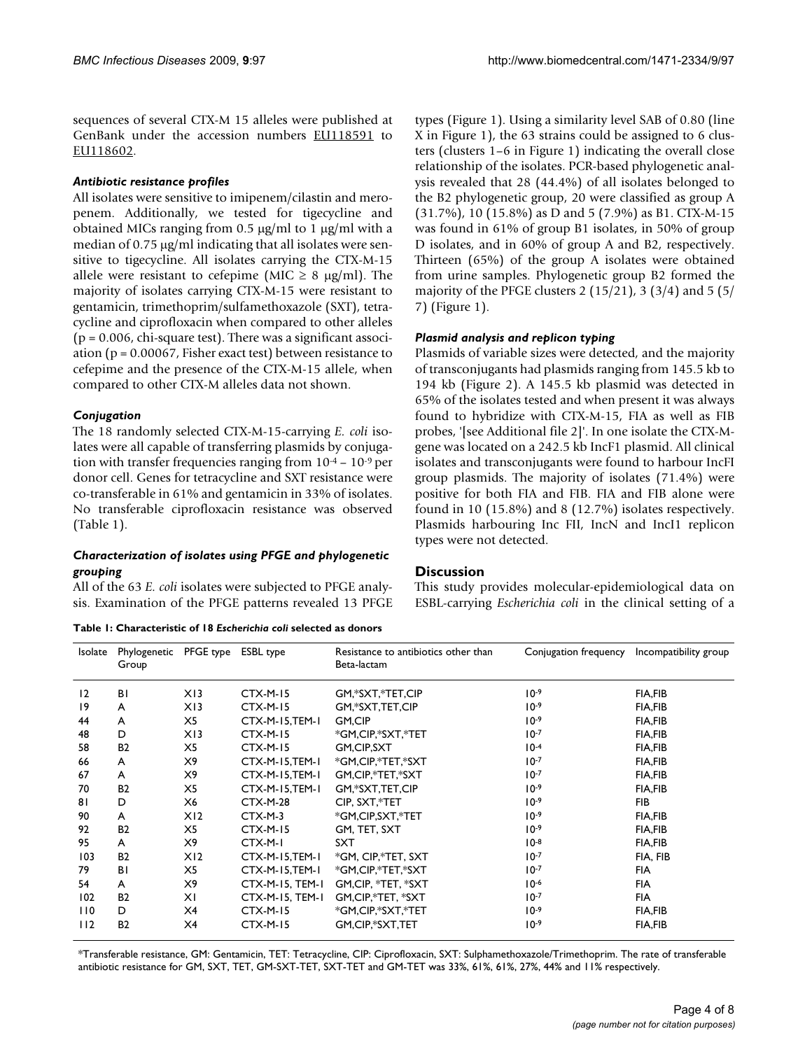sequences of several CTX-M 15 alleles were published at GenBank under the accession numbers EU118591 to EU118602.

### *Antibiotic resistance profiles*

All isolates were sensitive to imipenem/cilastin and meropenem. Additionally, we tested for tigecycline and obtained MICs ranging from 0.5 μg/ml to 1 μg/ml with a median of 0.75 μg/ml indicating that all isolates were sensitive to tigecycline. All isolates carrying the CTX-M-15 allele were resistant to cefepime (MIC ≥ 8 μg/ml). The majority of isolates carrying CTX-M-15 were resistant to gentamicin, trimethoprim/sulfamethoxazole (SXT), tetracycline and ciprofloxacin when compared to other alleles ($p = 0.006$, chi-square test). There was a significant association ($p = 0.00067$, Fisher exact test) between resistance to cefepime and the presence of the CTX-M-15 allele, when compared to other CTX-M alleles data not shown.

### *Conjugation*

The 18 randomly selected CTX-M-15-carrying *E. coli* isolates were all capable of transferring plasmids by conjugation with transfer frequencies ranging from $10^{-4}$ – $10^{-9}$ per donor cell. Genes for tetracycline and SXT resistance were co-transferable in 61% and gentamicin in 33% of isolates. No transferable ciprofloxacin resistance was observed (Table 1).

### *Characterization of isolates using PFGE and phylogenetic grouping*

All of the 63 *E. coli* isolates were subjected to PFGE analysis. Examination of the PFGE patterns revealed 13 PFGE types (Figure 1). Using a similarity level SAB of 0.80 (line X in Figure 1), the 63 strains could be assigned to 6 clusters (clusters 1–6 in Figure 1) indicating the overall close relationship of the isolates. PCR-based phylogenetic analysis revealed that 28 (44.4%) of all isolates belonged to the B2 phylogenetic group, 20 were classified as group A (31.7%), 10 (15.8%) as D and 5 (7.9%) as B1. CTX-M-15 was found in 61% of group B1 isolates, in 50% of group D isolates, and in 60% of group A and B2, respectively. Thirteen (65%) of the group A isolates were obtained from urine samples. Phylogenetic group B2 formed the majority of the PFGE clusters 2 (15/21), 3 (3/4) and 5 (5/7) (Figure 1).

### *Plasmid analysis and replicon typing*

Plasmids of variable sizes were detected, and the majority of transconjugants had plasmids ranging from 145.5 kb to 194 kb (Figure 2). A 145.5 kb plasmid was detected in 65% of the isolates tested and when present it was always found to hybridize with CTX-M-15, FIA as well as FIB probes, '[see Additional file 2]'. In one isolate the CTX-M-gene was located on a 242.5 kb IncF1 plasmid. All clinical isolates and transconjugants were found to harbour IncFI group plasmids. The majority of isolates (71.4%) were positive for both FIA and FIB. FIA and FIB alone were found in 10 (15.8%) and 8 (12.7%) isolates respectively. Plasmids harbouring Inc FII, IncN and IncI1 replicon types were not detected.

## Discussion

This study provides molecular-epidemiological data on ESBL-carrying *Escherichia coli* in the clinical setting of a

**Table 1: Characteristic of 18 *Escherichia coli* selected as donors**

| Isolate | Phylogenetic Group | PFGE type | ESBL type | Resistance to antibiotics other than Beta-lactam | Conjugation frequency | Incompatibility group |
|---|---|---|---|---|---|---|
| 12 | B1 | X13 | CTX-M-15 | GM,*SXT,*TET,CIP | $10^{-9}$ | FIA,FIB |
| 19 | A | X13 | CTX-M-15 | GM,*SXT,TET,CIP | $10^{-9}$ | FIA,FIB |
| 44 | A | X5 | CTX-M-15,TEM-1 | GM,CIP | $10^{-9}$ | FIA,FIB |
| 48 | D | X13 | CTX-M-15 | *GM,CIP,*SXT,*TET | $10^{-7}$ | FIA,FIB |
| 58 | B2 | X5 | CTX-M-15 | GM,CIP,SXT | $10^{-4}$ | FIA,FIB |
| 66 | A | X9 | CTX-M-15,TEM-1 | *GM,CIP,*TET,*SXT | $10^{-7}$ | FIA,FIB |
| 67 | A | X9 | CTX-M-15,TEM-1 | GM,CIP,*TET,*SXT | $10^{-7}$ | FIA,FIB |
| 70 | B2 | X5 | CTX-M-15,TEM-1 | GM,*SXT,TET,CIP | $10^{-9}$ | FIA,FIB |
| 81 | D | X6 | CTX-M-28 | CIP, SXT,*TET | $10^{-9}$ | FIB |
| 90 | A | X12 | CTX-M-3 | *GM,CIP,SXT,*TET | $10^{-9}$ | FIA,FIB |
| 92 | B2 | X5 | CTX-M-15 | GM, TET, SXT | $10^{-9}$ | FIA,FIB |
| 95 | A | X9 | CTX-M-1 | SXT | $10^{-8}$ | FIA,FIB |
| 103 | B2 | X12 | CTX-M-15,TEM-1 | *GM, CIP,*TET, SXT | $10^{-7}$ | FIA, FIB |
| 79 | B1 | X5 | CTX-M-15,TEM-1 | *GM,CIP,*TET,*SXT | $10^{-7}$ | FIA |
| 54 | A | X9 | CTX-M-15, TEM-1 | GM,CIP, *TET, *SXT | $10^{-6}$ | FIA |
| 102 | B2 | X1 | CTX-M-15, TEM-1 | GM,CIP,*TET, *SXT | $10^{-7}$ | FIA |
| 110 | D | X4 | CTX-M-15 | *GM,CIP,*SXT,*TET | $10^{-9}$ | FIA,FIB |
| 112 | B2 | X4 | CTX-M-15 | GM,CIP,*SXT,TET | $10^{-9}$ | FIA,FIB |

*Transferable resistance, GM: Gentamicin, TET: Tetracycline, CIP: Ciprofloxacin, SXT: Sulphamethoxazole/Trimethoprim. The rate of transferable antibiotic resistance for GM, SXT, TET, GM-SXT-TET, SXT-TET and GM-TET was 33%, 61%, 61%, 27%, 44% and 11% respectively.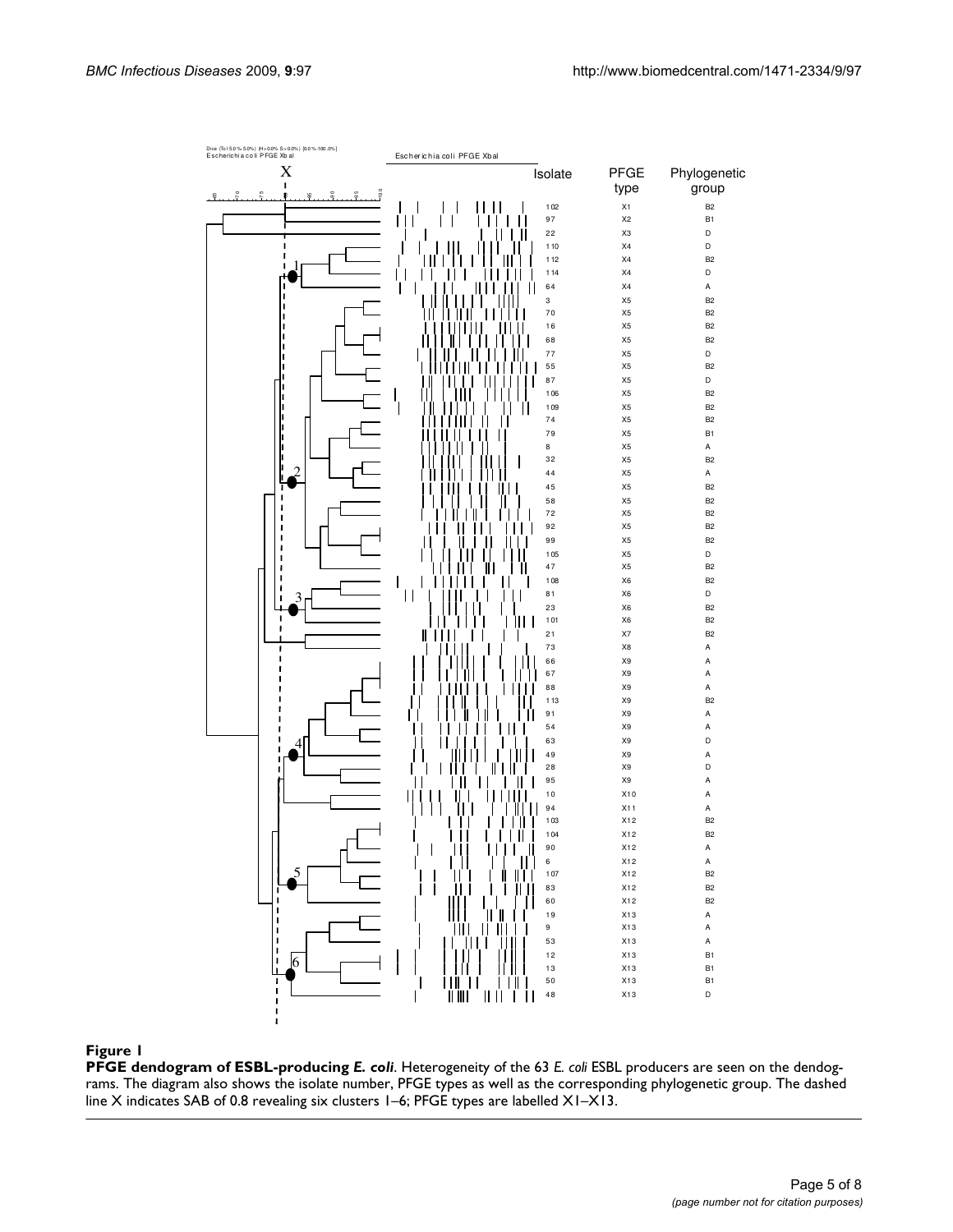**Figure 1**

**PFGE dendogram of ESBL-producing *E. coli***. Heterogeneity of the 63 *E. coli* ESBL producers are seen on the dendograms. The diagram also shows the isolate number, PFGE types as well as the corresponding phylogenetic group. The dashed line X indicates SAB of 0.8 revealing six clusters 1–6; PFGE types are labelled X1–X13.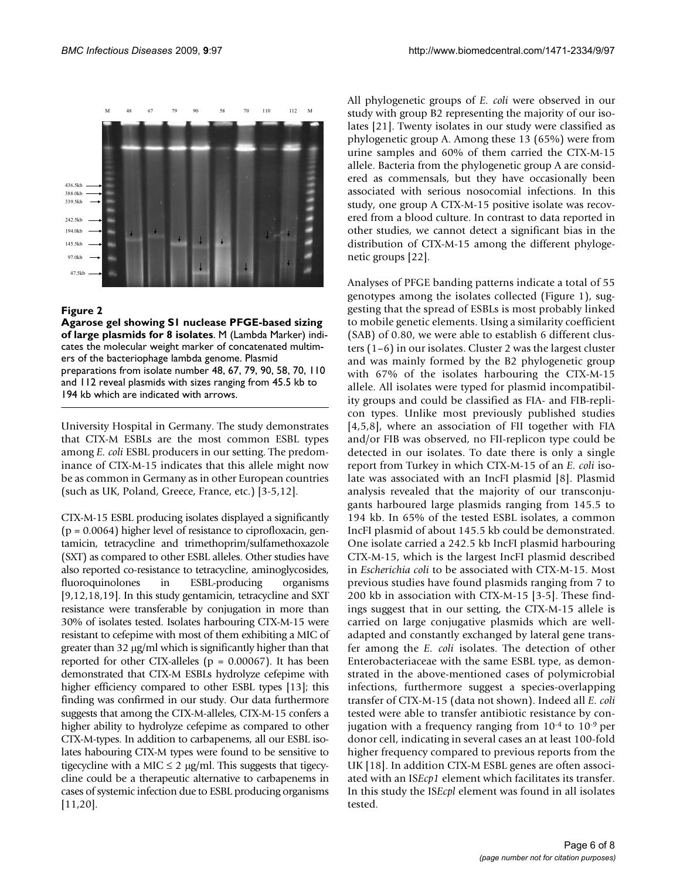**Figure 2**

**Agarose gel showing S1 nuclease PFGE-based sizing of large plasmids for 8 isolates**. M (Lambda Marker) indicates the molecular weight marker of concatenated multimers of the bacteriophage lambda genome. Plasmid preparations from isolate number 48, 67, 79, 90, 58, 70, 110 and 112 reveal plasmids with sizes ranging from 45.5 kb to 194 kb which are indicated with arrows.

University Hospital in Germany. The study demonstrates that CTX-M ESBLs are the most common ESBL types among *E. coli* ESBL producers in our setting. The predominance of CTX-M-15 indicates that this allele might now be as common in Germany as in other European countries (such as UK, Poland, Greece, France, etc.) [3-5,12].

CTX-M-15 ESBL producing isolates displayed a significantly ($p = 0.0064$) higher level of resistance to ciprofloxacin, gentamicin, tetracycline and trimethoprim/sulfamethoxazole (SXT) as compared to other ESBL alleles. Other studies have also reported co-resistance to tetracycline, aminoglycosides, fluoroquinolones in ESBL-producing organisms [9,12,18,19]. In this study gentamicin, tetracycline and SXT resistance were transferable by conjugation in more than 30% of isolates tested. Isolates harbouring CTX-M-15 were resistant to cefepime with most of them exhibiting a MIC of greater than 32 μg/ml which is significantly higher than that reported for other CTX-alleles ($p = 0.00067$). It has been demonstrated that CTX-M ESBLs hydrolyze cefepime with higher efficiency compared to other ESBL types [13]; this finding was confirmed in our study. Our data furthermore suggests that among the CTX-M-alleles, CTX-M-15 confers a higher ability to hydrolyze cefepime as compared to other CTX-M-types. In addition to carbapenems, all our ESBL isolates habouring CTX-M types were found to be sensitive to tigecycline with a MIC $\leq 2$ μg/ml. This suggests that tigecycline could be a therapeutic alternative to carbapenems in cases of systemic infection due to ESBL producing organisms [11,20].

All phylogenetic groups of *E. coli* were observed in our study with group B2 representing the majority of our isolates [21]. Twenty isolates in our study were classified as phylogenetic group A. Among these 13 (65%) were from urine samples and 60% of them carried the CTX-M-15 allele. Bacteria from the phylogenetic group A are considered as commensals, but they have occasionally been associated with serious nosocomial infections. In this study, one group A CTX-M-15 positive isolate was recovered from a blood culture. In contrast to data reported in other studies, we cannot detect a significant bias in the distribution of CTX-M-15 among the different phylogenetic groups [22].

Analyses of PFGE banding patterns indicate a total of 55 genotypes among the isolates collected (Figure 1), suggesting that the spread of ESBLs is most probably linked to mobile genetic elements. Using a similarity coefficient (SAB) of 0.80, we were able to establish 6 different clusters (1–6) in our isolates. Cluster 2 was the largest cluster and was mainly formed by the B2 phylogenetic group with 67% of the isolates harbouring the CTX-M-15 allele. All isolates were typed for plasmid incompatibility groups and could be classified as FIA- and FIB-replicon types. Unlike most previously published studies [4,5,8], where an association of FII together with FIA and/or FIB was observed, no FII-replicon type could be detected in our isolates. To date there is only a single report from Turkey in which CTX-M-15 of an *E. coli* isolate was associated with an IncFI plasmid [8]. Plasmid analysis revealed that the majority of our transconjugants harboured large plasmids ranging from 145.5 to 194 kb. In 65% of the tested ESBL isolates, a common IncFI plasmid of about 145.5 kb could be demonstrated. One isolate carried a 242.5 kb IncFI plasmid harbouring CTX-M-15, which is the largest IncFI plasmid described in *Escherichia coli* to be associated with CTX-M-15. Most previous studies have found plasmids ranging from 7 to 200 kb in association with CTX-M-15 [3-5]. These findings suggest that in our setting, the CTX-M-15 allele is carried on large conjugative plasmids which are well-adapted and constantly exchanged by lateral gene transfer among the *E. coli* isolates. The detection of other Enterobacteriaceae with the same ESBL type, as demonstrated in the above-mentioned cases of polymicrobial infections, furthermore suggest a species-overlapping transfer of CTX-M-15 (data not shown). Indeed all *E. coli* tested were able to transfer antibiotic resistance by conjugation with a frequency ranging from $10^{-4}$ to $10^{-9}$ per donor cell, indicating in several cases an at least 100-fold higher frequency compared to previous reports from the UK [18]. In addition CTX-M ESBL genes are often associated with an IS*Ecp1* element which facilitates its transfer. In this study the IS*Ecpl* element was found in all isolates tested.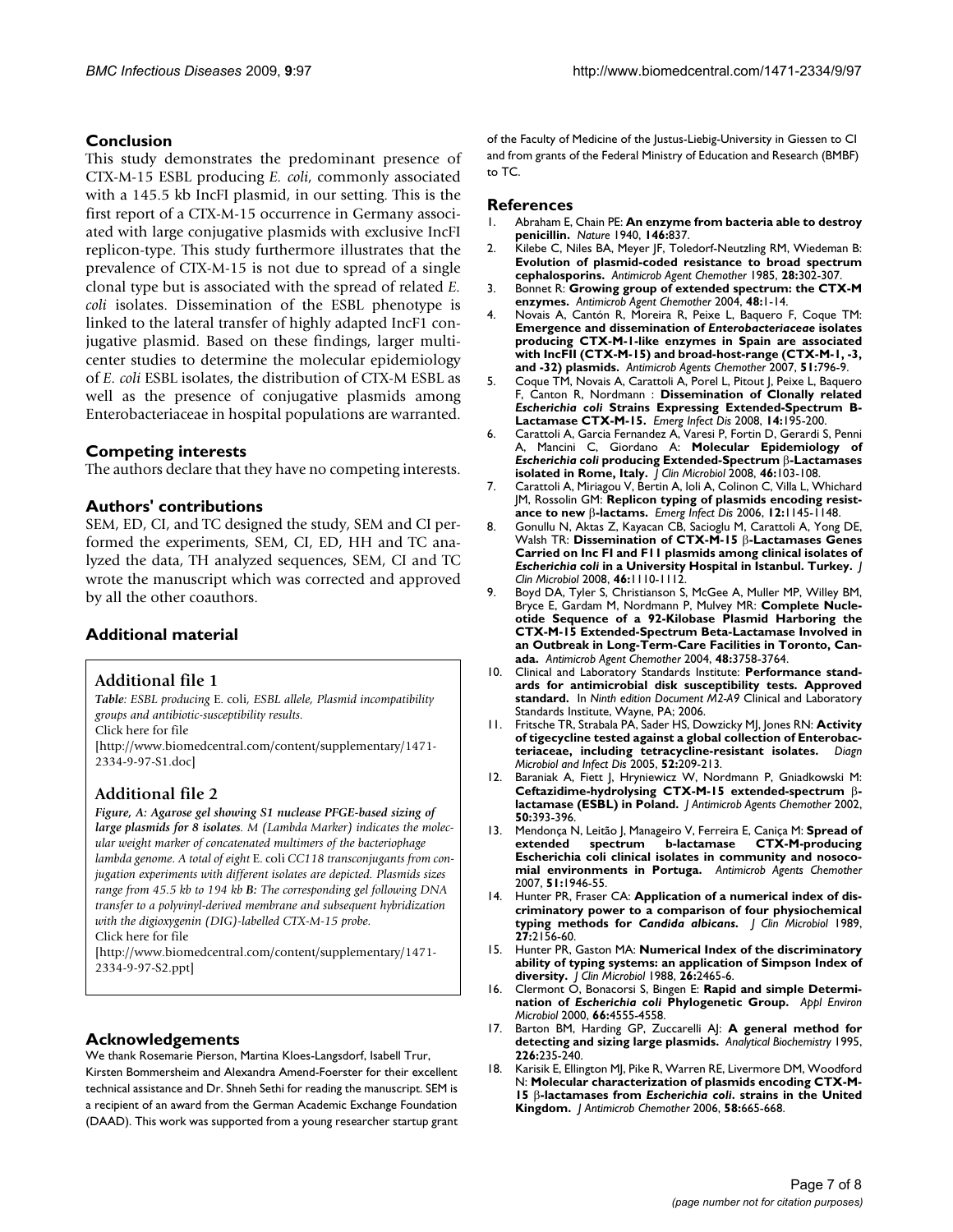## Conclusion

This study demonstrates the predominant presence of CTX-M-15 ESBL producing *E. coli*, commonly associated with a 145.5 kb IncFI plasmid, in our setting. This is the first report of a CTX-M-15 occurrence in Germany associated with large conjugative plasmids with exclusive IncFI replicon-type. This study furthermore illustrates that the prevalence of CTX-M-15 is not due to spread of a single clonal type but is associated with the spread of related *E. coli* isolates. Dissemination of the ESBL phenotype is linked to the lateral transfer of highly adapted IncF1 conjugative plasmid. Based on these findings, larger multicenter studies to determine the molecular epidemiology of *E. coli* ESBL isolates, the distribution of CTX-M ESBL as well as the presence of conjugative plasmids among Enterobacteriaceae in hospital populations are warranted.

## Competing interests

The authors declare that they have no competing interests.

## Authors' contributions

SEM, ED, CI, and TC designed the study, SEM and CI performed the experiments, SEM, CI, ED, HH and TC analyzed the data, TH analyzed sequences, SEM, CI and TC wrote the manuscript which was corrected and approved by all the other coauthors.

## Additional material

### Additional file 1

*Table: ESBL producing* E. coli*, ESBL allele, Plasmid incompatibility groups and antibiotic-susceptibility results.*
Click here for file
[http://www.biomedcentral.com/content/supplementary/1471-2334-9-97-S1.doc]

### Additional file 2

***Figure, A: Agarose gel showing S1 nuclease PFGE-based sizing of large plasmids for 8 isolates****. M (Lambda Marker) indicates the molecular weight marker of concatenated multimers of the bacteriophage lambda genome. A total of eight* E. coli *CC118 transconjugants from conjugation experiments with different isolates are depicted. Plasmids sizes range from 45.5 kb to 194 kb* ***B:*** *The corresponding gel following DNA transfer to a polyvinyl-derived membrane and subsequent hybridization with the digioxygenin (DIG)-labelled CTX-M-15 probe.*
Click here for file
[http://www.biomedcentral.com/content/supplementary/1471-2334-9-97-S2.ppt]

## Acknowledgements

We thank Rosemarie Pierson, Martina Kloes-Langsdorf, Isabell Trur, Kirsten Bommersheim and Alexandra Amend-Foerster for their excellent technical assistance and Dr. Shneh Sethi for reading the manuscript. SEM is a recipient of an award from the German Academic Exchange Foundation (DAAD). This work was supported from a young researcher startup grant of the Faculty of Medicine of the Justus-Liebig-University in Giessen to CI and from grants of the Federal Ministry of Education and Research (BMBF) to TC.

## References

1. Abraham E, Chain PE: **An enzyme from bacteria able to destroy penicillin.** *Nature* 1940, **146:**837.
2. Kilebe C, Niles BA, Meyer JF, Toledorf-Neutzling RM, Wiedeman B: **Evolution of plasmid-coded resistance to broad spectrum cephalosporins.** *Antimicrob Agent Chemother* 1985, **28:**302-307.
3. Bonnet R: **Growing group of extended spectrum: the CTX-M enzymes.** *Antimicrob Agent Chemother* 2004, **48:**1-14.
4. Novais A, Cantón R, Moreira R, Peixe L, Baquero F, Coque TM: **Emergence and dissemination of *Enterobacteriaceae* isolates producing CTX-M-1-like enzymes in Spain are associated with IncFII (CTX-M-15) and broad-host-range (CTX-M-1, -3, and -32) plasmids.** *Antimicrob Agents Chemother* 2007, **51:**796-9.
5. Coque TM, Novais A, Carattoli A, Porel L, Pitout J, Peixe L, Baquero F, Canton R, Nordmann : **Dissemination of Clonally related *Escherichia coli* Strains Expressing Extended-Spectrum Β-Lactamase CTX-M-15.** *Emerg Infect Dis* 2008, **14:**195-200.
6. Carattoli A, Garcia Fernandez A, Varesi P, Fortin D, Gerardi S, Penni A, Mancini C, Giordano A: **Molecular Epidemiology of *Escherichia coli* producing Extended-Spectrum β-Lactamases isolated in Rome, Italy.** *J Clin Microbiol* 2008, **46:**103-108.
7. Carattoli A, Miriagou V, Bertin A, Ioli A, Colinon C, Villa L, Whichard JM, Rossolin GM: **Replicon typing of plasmids encoding resistance to new β-lactams.** *Emerg Infect Dis* 2006, **12:**1145-1148.
8. Gonullu N, Aktas Z, Kayacan CB, Sacioglu M, Carattoli A, Yong DE, Walsh TR: **Dissemination of CTX-M-15 β-Lactamases Genes Carried on Inc FI and F11 plasmids among clinical isolates of *Escherichia coli* in a University Hospital in Istanbul. Turkey.** *J Clin Microbiol* 2008, **46:**1110-1112.
9. Boyd DA, Tyler S, Christianson S, McGee A, Muller MP, Willey BM, Bryce E, Gardam M, Nordmann P, Mulvey MR: **Complete Nucleotide Sequence of a 92-Kilobase Plasmid Harboring the CTX-M-15 Extended-Spectrum Beta-Lactamase Involved in an Outbreak in Long-Term-Care Facilities in Toronto, Canada.** *Antimicrob Agent Chemother* 2004, **48:**3758-3764.
10. Clinical and Laboratory Standards Institute: **Performance standards for antimicrobial disk susceptibility tests. Approved standard.** In *Ninth edition Document M2-A9* Clinical and Laboratory Standards Institute, Wayne, PA; 2006.
11. Fritsche TR, Strabala PA, Sader HS, Dowzicky MJ, Jones RN: **Activity of tigecycline tested against a global collection of Enterobacteriaceae, including tetracycline-resistant isolates.** *Diagn Microbiol and Infect Dis* 2005, **52:**209-213.
12. Baraniak A, Fiett J, Hryniewicz W, Nordmann P, Gniadkowski M: **Ceftazidime-hydrolysing CTX-M-15 extended-spectrum β-lactamase (ESBL) in Poland.** *J Antimicrob Agents Chemother* 2002, **50:**393-396.
13. Mendonça N, Leitão J, Manageiro V, Ferreira E, Caniça M: **Spread of extended spectrum b-lactamase CTX-M-producing Escherichia coli clinical isolates in community and nosocomial environments in Portuga.** *Antimicrob Agents Chemother* 2007, **51:**1946-55.
14. Hunter PR, Fraser CA: **Application of a numerical index of discriminatory power to a comparison of four physiochemical typing methods for *Candida albicans*.** *J Clin Microbiol* 1989, **27:**2156-60.
15. Hunter PR, Gaston MA: **Numerical Index of the discriminatory ability of typing systems: an application of Simpson Index of diversity.** *J Clin Microbiol* 1988, **26:**2465-6.
16. Clermont O, Bonacorsi S, Bingen E: **Rapid and simple Determination of *Escherichia coli* Phylogenetic Group.** *Appl Environ Microbiol* 2000, **66:**4555-4558.
17. Barton BM, Harding GP, Zuccarelli AJ: **A general method for detecting and sizing large plasmids.** *Analytical Biochemistry* 1995, **226:**235-240.
18. Karisik E, Ellington MJ, Pike R, Warren RE, Livermore DM, Woodford N: **Molecular characterization of plasmids encoding CTX-M-15 β-lactamases from *Escherichia coli*. strains in the United Kingdom.** *J Antimicrob Chemother* 2006, **58:**665-668.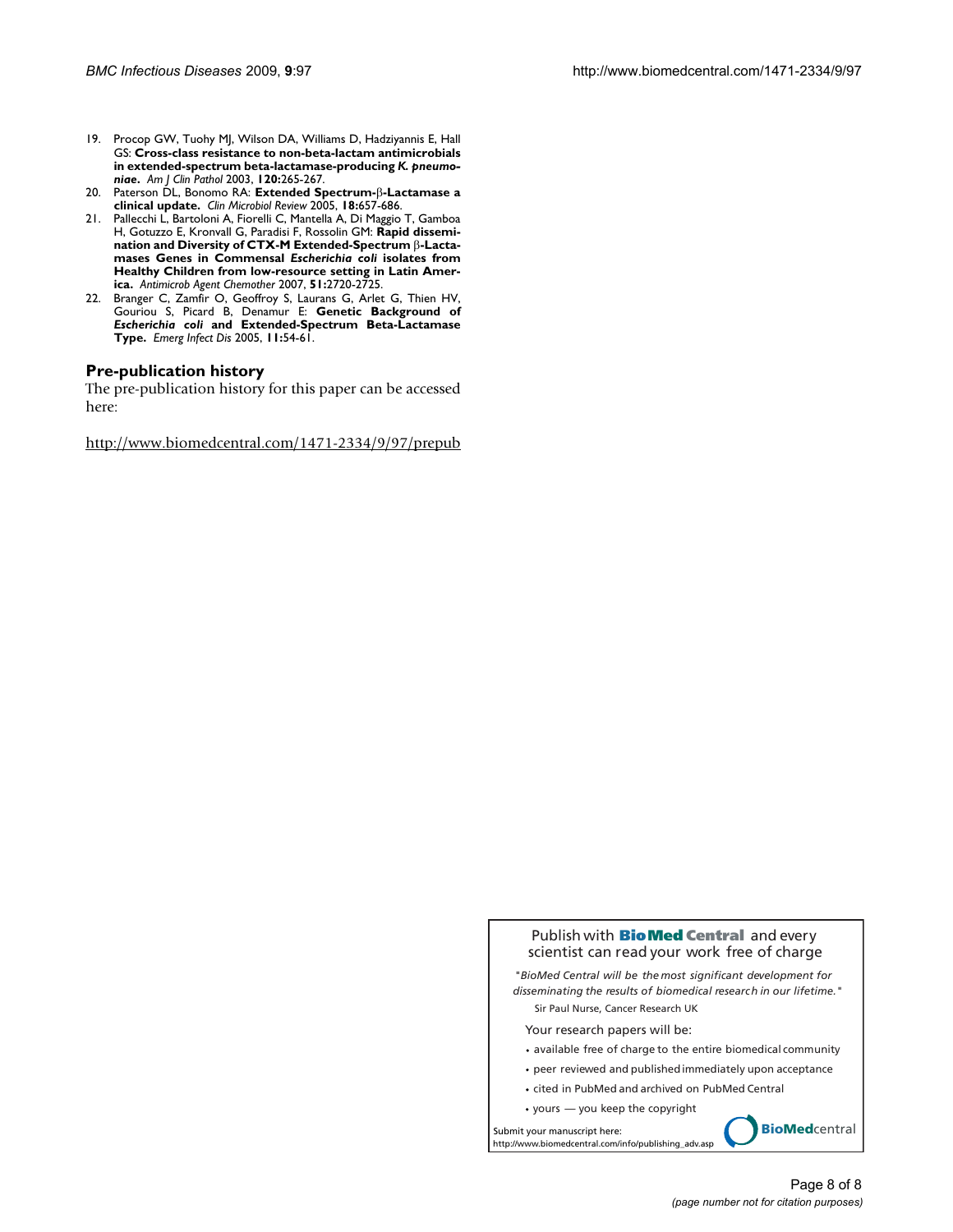19. Procop GW, Tuohy MJ, Wilson DA, Williams D, Hadziyannis E, Hall GS: **Cross-class resistance to non-beta-lactam antimicrobials in extended-spectrum beta-lactamase-producing *K. pneumoniae*.** *Am J Clin Pathol* 2003, **120:**265-267.
20. Paterson DL, Bonomo RA: **Extended Spectrum-β-Lactamase a clinical update.** *Clin Microbiol Review* 2005, **18:**657-686.
21. Pallecchi L, Bartoloni A, Fiorelli C, Mantella A, Di Maggio T, Gamboa H, Gotuzzo E, Kronvall G, Paradisi F, Rossolin GM: **Rapid dissemination and Diversity of CTX-M Extended-Spectrum β-Lactamases Genes in Commensal *Escherichia coli* isolates from Healthy Children from low-resource setting in Latin America.** *Antimicrob Agent Chemother* 2007, **51:**2720-2725.
22. Branger C, Zamfir O, Geoffroy S, Laurans G, Arlet G, Thien HV, Gouriou S, Picard B, Denamur E: **Genetic Background of *Escherichia coli* and Extended-Spectrum Beta-Lactamase Type.** *Emerg Infect Dis* 2005, **11:**54-61.

## Pre-publication history

The pre-publication history for this paper can be accessed here:

http://www.biomedcentral.com/1471-2334/9/97/prepub

Publish with **BioMed Central** and every scientist can read your work free of charge

*"BioMed Central will be the most significant development for disseminating the results of biomedical research in our lifetime."*

Sir Paul Nurse, Cancer Research UK

Your research papers will be:

- available free of charge to the entire biomedical community
- peer reviewed and published immediately upon acceptance
- cited in PubMed and archived on PubMed Central
- yours — you keep the copyright

Submit your manuscript here:
http://www.biomedcentral.com/info/publishing_adv.asp

**BioMed**central